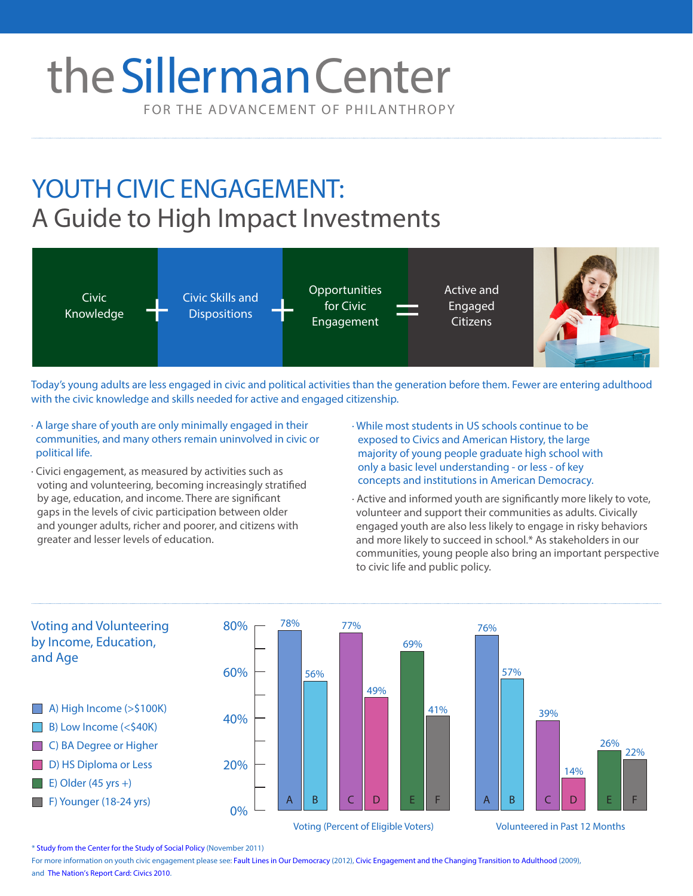# the Sillerman Center

FOR THE ADVANCEMENT OF PHILANTHROPY

## YOUTH CIVIC ENGAGEMENT:
## A Guide to High Impact Investments

Civic Knowledge + Civic Skills and Dispositions + Opportunities for Civic Engagement = Active and Engaged Citizens

Today's young adults are less engaged in civic and political activities than the generation before them. Fewer are entering adulthood with the civic knowledge and skills needed for active and engaged citizenship.

- A large share of youth are only minimally engaged in their communities, and many others remain uninvolved in civic or political life.
- Civici engagement, as measured by activities such as voting and volunteering, becoming increasingly stratified by age, education, and income. There are significant gaps in the levels of civic participation between older and younger adults, richer and poorer, and citizens with greater and lesser levels of education.
- While most students in US schools continue to be exposed to Civics and American History, the large majority of young people graduate high school with only a basic level understanding - or less - of key concepts and institutions in American Democracy.
- Active and informed youth are significantly more likely to vote, volunteer and support their communities as adults. Civically engaged youth are also less likely to engage in risky behaviors and more likely to succeed in school.* As stakeholders in our communities, young people also bring an important perspective to civic life and public policy.

### Voting and Volunteering by Income, Education, and Age

| Group | Voting (Percent of Eligible Voters) | Volunteered in Past 12 Months |
|---|---|---|
| A) High Income (>$100K) | 78% | 76% |
| B) Low Income (<$40K) | 56% | 57% |
| C) BA Degree or Higher | 77% | 39% |
| D) HS Diploma or Less | 49% | 14% |
| E) Older (45 yrs +) | 69% | 26% |
| F) Younger (18-24 yrs) | 41% | 22% |

\* Study from the Center for the Study of Social Policy (November 2011)

For more information on youth civic engagement please see: Fault Lines in Our Democracy (2012), Civic Engagement and the Changing Transition to Adulthood (2009), and The Nation's Report Card: Civics 2010.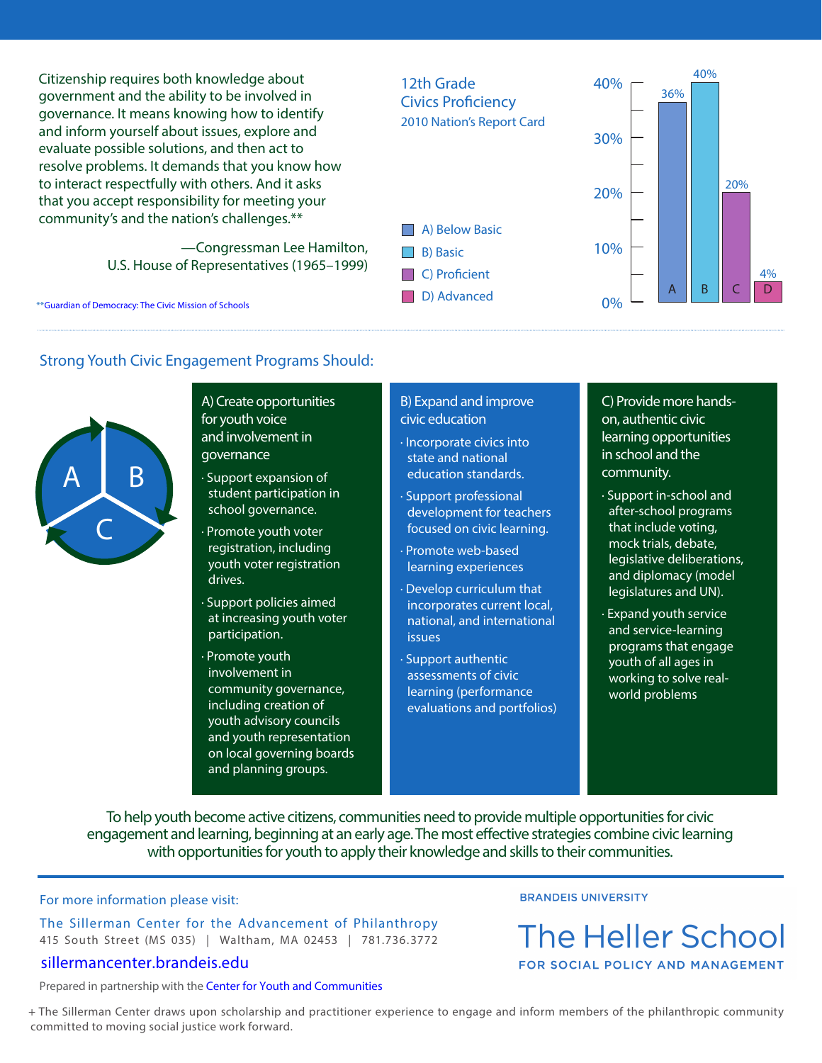Citizenship requires both knowledge about government and the ability to be involved in governance. It means knowing how to identify and inform yourself about issues, explore and evaluate possible solutions, and then act to resolve problems. It demands that you know how to interact respectfully with others. And it asks that you accept responsibility for meeting your community's and the nation's challenges.**

—Congressman Lee Hamilton,
U.S. House of Representatives (1965–1999)

**Guardian of Democracy: The Civic Mission of Schools

12th Grade
Civics Proficiency
2010 Nation's Report Card

A) Below Basic
B) Basic
C) Proficient
D) Advanced

40%
30%
20%
10%
0%

36%
40%
20%
4%

A B C D

## Strong Youth Civic Engagement Programs Should:

A B C

**A) Create opportunities for youth voice and involvement in governance**

- Support expansion of student participation in school governance.
- Promote youth voter registration, including youth voter registration drives.
- Support policies aimed at increasing youth voter participation.
- Promote youth involvement in community governance, including creation of youth advisory councils and youth representation on local governing boards and planning groups.

**B) Expand and improve civic education**

- Incorporate civics into state and national education standards.
- Support professional development for teachers focused on civic learning.
- Promote web-based learning experiences
- Develop curriculum that incorporates current local, national, and international issues
- Support authentic assessments of civic learning (performance evaluations and portfolios)

**C) Provide more hands-on, authentic civic learning opportunities in school and the community.**

- Support in-school and after-school programs that include voting, mock trials, debate, legislative deliberations, and diplomacy (model legislatures and UN).
- Expand youth service and service-learning programs that engage youth of all ages in working to solve real-world problems

To help youth become active citizens, communities need to provide multiple opportunities for civic engagement and learning, beginning at an early age. The most effective strategies combine civic learning with opportunities for youth to apply their knowledge and skills to their communities.

For more information please visit:

The Sillerman Center for the Advancement of Philanthropy
415 South Street (MS 035) | Waltham, MA 02453 | 781.736.3772

sillermancenter.brandeis.edu

Prepared in partnership with the Center for Youth and Communities

BRANDEIS UNIVERSITY
The Heller School
FOR SOCIAL POLICY AND MANAGEMENT

+ The Sillerman Center draws upon scholarship and practitioner experience to engage and inform members of the philanthropic community committed to moving social justice work forward.